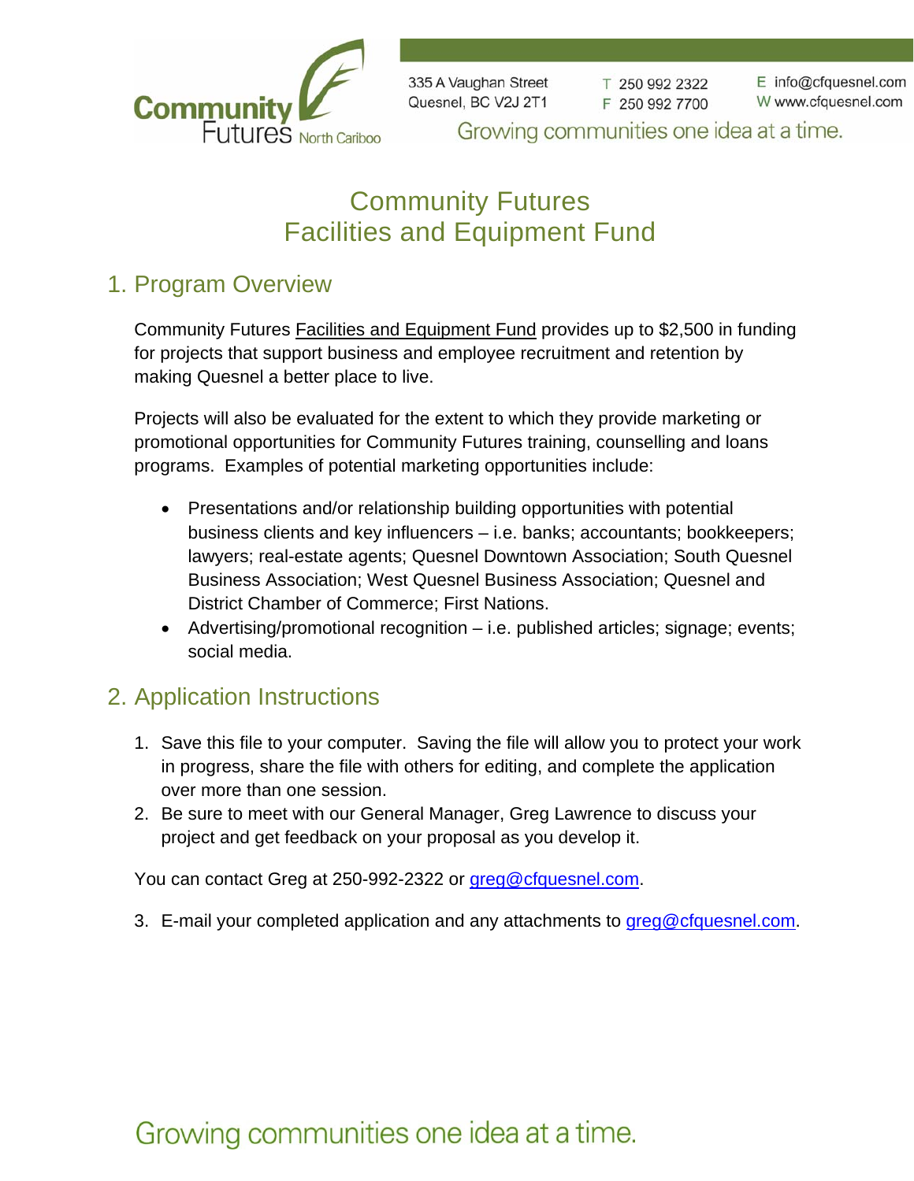Community Futures North Cariboo

335 A Vaughan Street
Quesnel, BC V2J 2T1

T 250 992 2322
F 250 992 7700

E info@cfquesnel.com
W www.cfquesnel.com

Growing communities one idea at a time.

# Community Futures
# Facilities and Equipment Fund

## 1. Program Overview

Community Futures Facilities and Equipment Fund provides up to $2,500 in funding for projects that support business and employee recruitment and retention by making Quesnel a better place to live.

Projects will also be evaluated for the extent to which they provide marketing or promotional opportunities for Community Futures training, counselling and loans programs. Examples of potential marketing opportunities include:

- Presentations and/or relationship building opportunities with potential business clients and key influencers – i.e. banks; accountants; bookkeepers; lawyers; real-estate agents; Quesnel Downtown Association; South Quesnel Business Association; West Quesnel Business Association; Quesnel and District Chamber of Commerce; First Nations.
- Advertising/promotional recognition – i.e. published articles; signage; events; social media.

## 2. Application Instructions

1. Save this file to your computer. Saving the file will allow you to protect your work in progress, share the file with others for editing, and complete the application over more than one session.
2. Be sure to meet with our General Manager, Greg Lawrence to discuss your project and get feedback on your proposal as you develop it.

You can contact Greg at 250-992-2322 or greg@cfquesnel.com.

3. E-mail your completed application and any attachments to greg@cfquesnel.com.

Growing communities one idea at a time.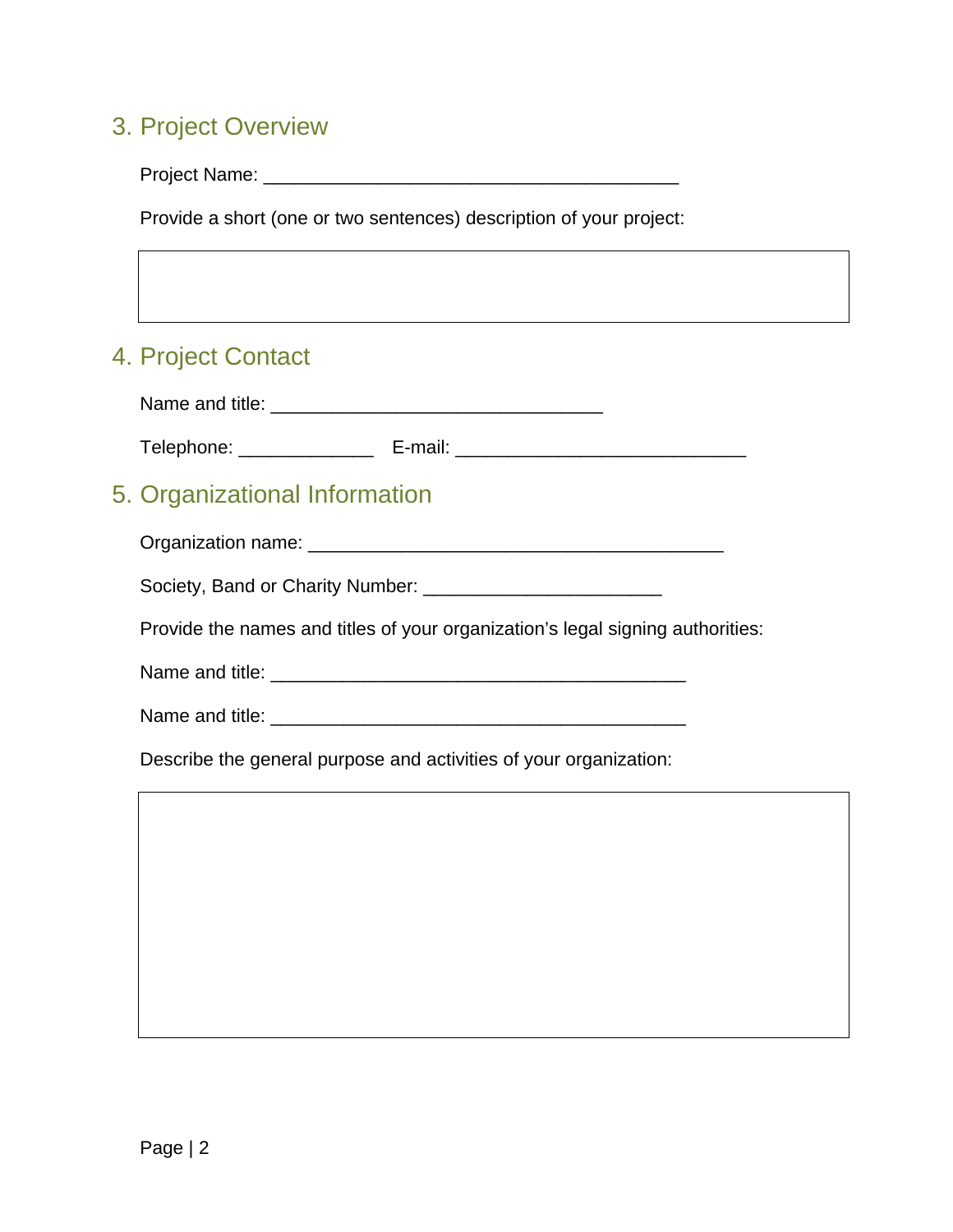## 3. Project Overview

Project Name: ________________________________________

Provide a short (one or two sentences) description of your project:

## 4. Project Contact

Name and title: ________________________________

Telephone: _____________ E-mail: ____________________________

## 5. Organizational Information

Organization name: ________________________________________

Society, Band or Charity Number: _______________________

Provide the names and titles of your organization's legal signing authorities:

Name and title: ________________________________________

Name and title: ________________________________________

Describe the general purpose and activities of your organization: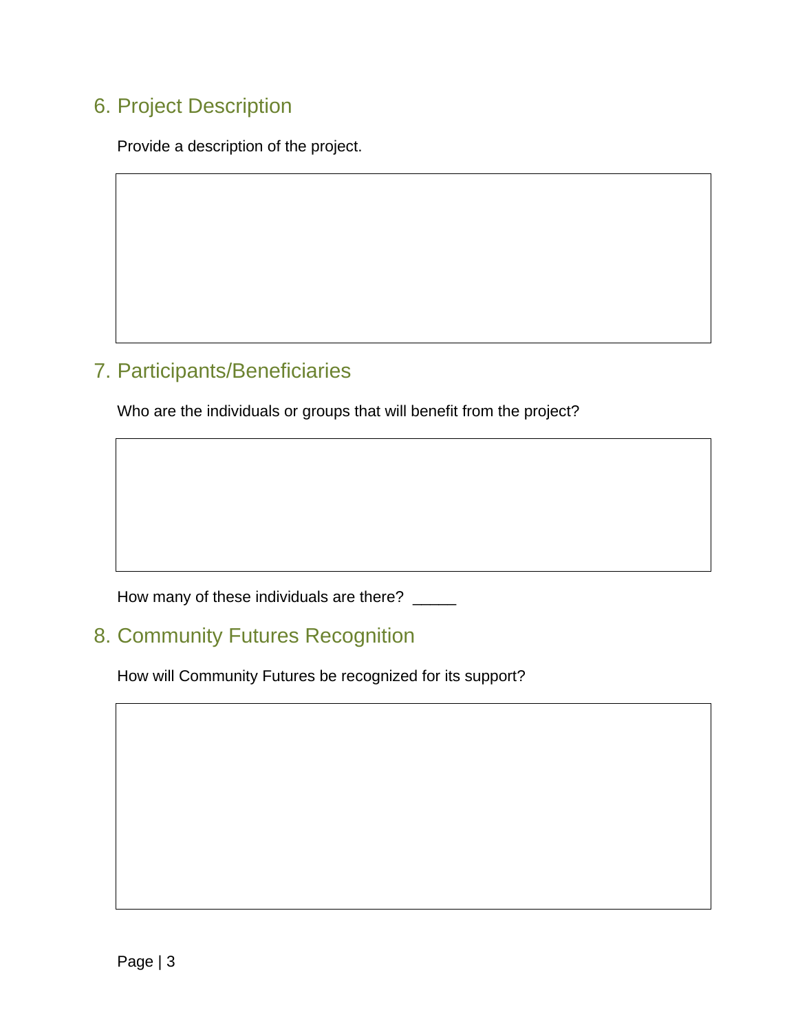## 6. Project Description

Provide a description of the project.

## 7. Participants/Beneficiaries

Who are the individuals or groups that will benefit from the project?

How many of these individuals are there? _____

## 8. Community Futures Recognition

How will Community Futures be recognized for its support?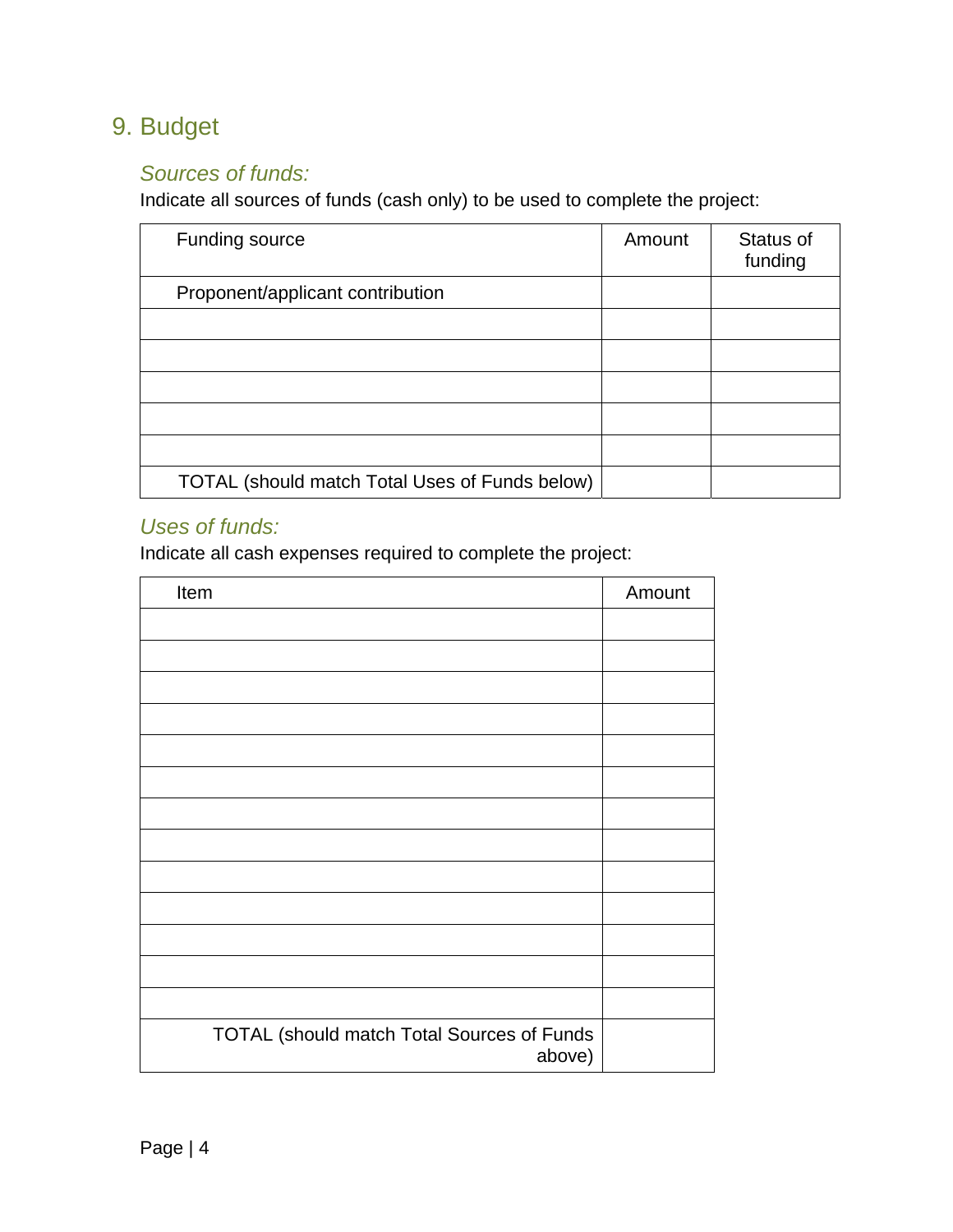## 9. Budget

### *Sources of funds:*

Indicate all sources of funds (cash only) to be used to complete the project:

| Funding source | Amount | Status of funding |
|---|---|---|
| Proponent/applicant contribution | | |
| | | |
| | | |
| | | |
| | | |
| | | |
| TOTAL (should match Total Uses of Funds below) | | |

### *Uses of funds:*

Indicate all cash expenses required to complete the project:

| Item | Amount |
|---|---|
| | |
| | |
| | |
| | |
| | |
| | |
| | |
| | |
| | |
| | |
| | |
| | |
| | |
| TOTAL (should match Total Sources of Funds above) | |